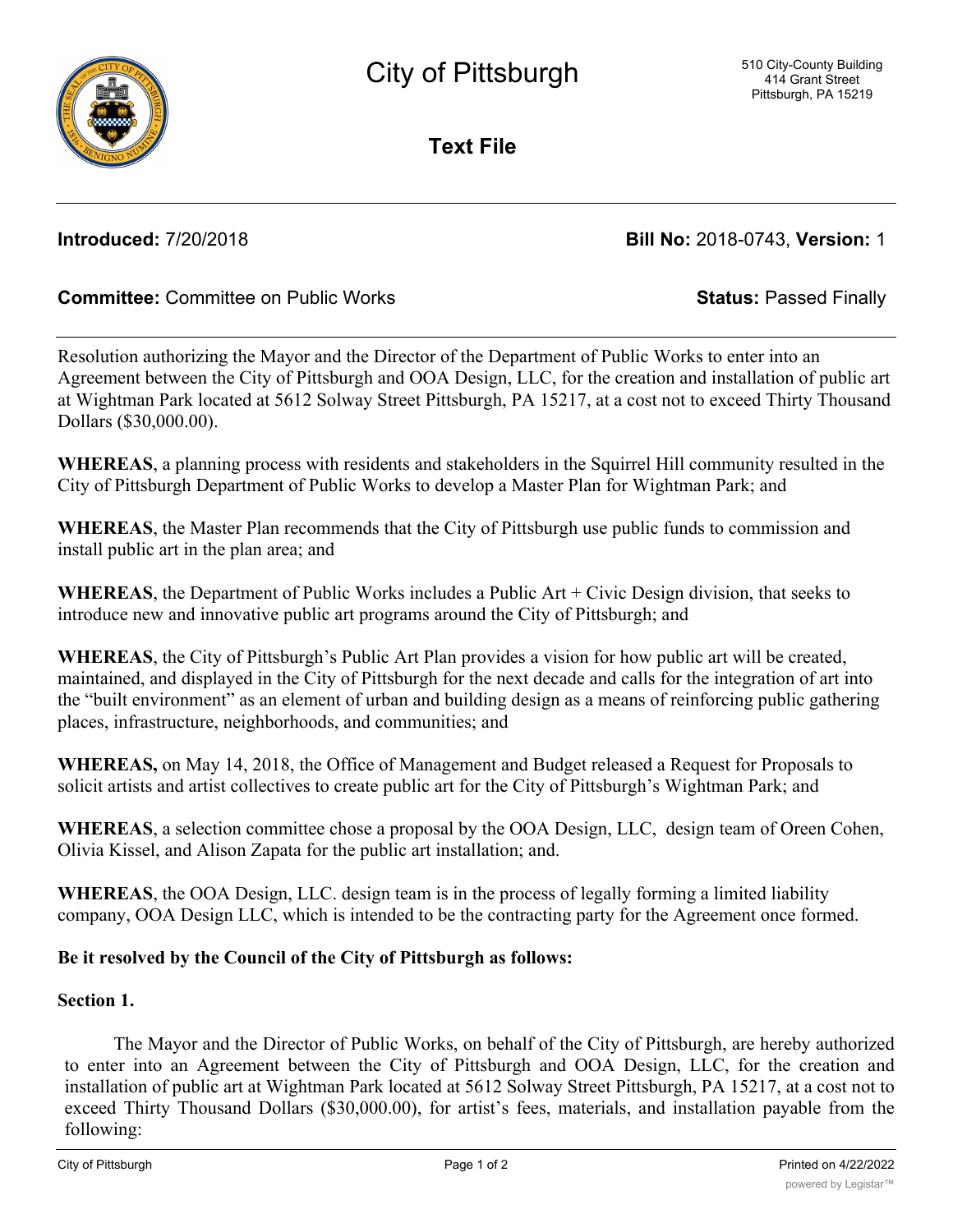# City of Pittsburgh

510 City-County Building
414 Grant Street
Pittsburgh, PA 15219

## Text File

**Introduced:** 7/20/2018 **Bill No:** 2018-0743, **Version:** 1

**Committee:** Committee on Public Works **Status:** Passed Finally

Resolution authorizing the Mayor and the Director of the Department of Public Works to enter into an Agreement between the City of Pittsburgh and OOA Design, LLC, for the creation and installation of public art at Wightman Park located at 5612 Solway Street Pittsburgh, PA 15217, at a cost not to exceed Thirty Thousand Dollars ($30,000.00).

**WHEREAS**, a planning process with residents and stakeholders in the Squirrel Hill community resulted in the City of Pittsburgh Department of Public Works to develop a Master Plan for Wightman Park; and

**WHEREAS**, the Master Plan recommends that the City of Pittsburgh use public funds to commission and install public art in the plan area; and

**WHEREAS**, the Department of Public Works includes a Public Art + Civic Design division, that seeks to introduce new and innovative public art programs around the City of Pittsburgh; and

**WHEREAS**, the City of Pittsburgh's Public Art Plan provides a vision for how public art will be created, maintained, and displayed in the City of Pittsburgh for the next decade and calls for the integration of art into the "built environment" as an element of urban and building design as a means of reinforcing public gathering places, infrastructure, neighborhoods, and communities; and

**WHEREAS,** on May 14, 2018, the Office of Management and Budget released a Request for Proposals to solicit artists and artist collectives to create public art for the City of Pittsburgh's Wightman Park; and

**WHEREAS**, a selection committee chose a proposal by the OOA Design, LLC, design team of Oreen Cohen, Olivia Kissel, and Alison Zapata for the public art installation; and.

**WHEREAS**, the OOA Design, LLC. design team is in the process of legally forming a limited liability company, OOA Design LLC, which is intended to be the contracting party for the Agreement once formed.

**Be it resolved by the Council of the City of Pittsburgh as follows:**

**Section 1.**

The Mayor and the Director of Public Works, on behalf of the City of Pittsburgh, are hereby authorized to enter into an Agreement between the City of Pittsburgh and OOA Design, LLC, for the creation and installation of public art at Wightman Park located at 5612 Solway Street Pittsburgh, PA 15217, at a cost not to exceed Thirty Thousand Dollars ($30,000.00), for artist's fees, materials, and installation payable from the following: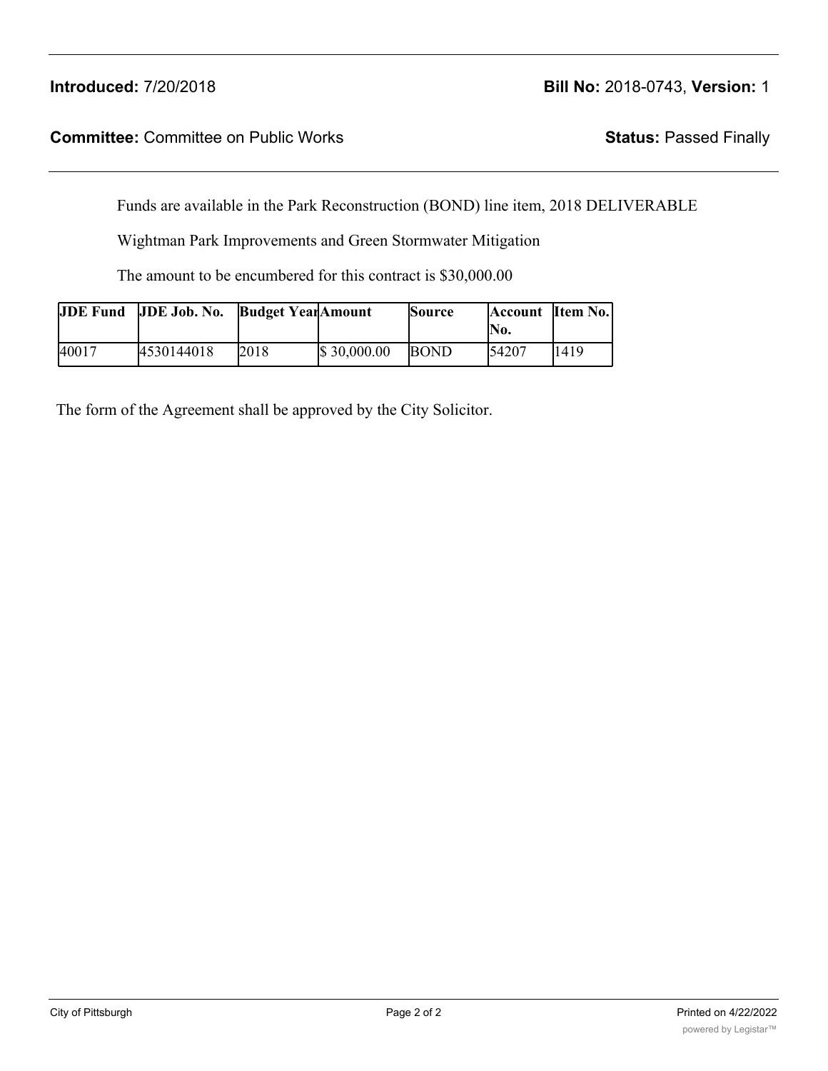**Introduced:** 7/20/2018 **Bill No:** 2018-0743, **Version:** 1

**Committee:** Committee on Public Works **Status:** Passed Finally

Funds are available in the Park Reconstruction (BOND) line item, 2018 DELIVERABLE

Wightman Park Improvements and Green Stormwater Mitigation

The amount to be encumbered for this contract is $30,000.00

| JDE Fund | JDE Job. No. | Budget Year | Amount | Source | Account No. | Item No. |
| --- | --- | --- | --- | --- | --- | --- |
| 40017 | 4530144018 | 2018 | $ 30,000.00 | BOND | 54207 | 1419 |

The form of the Agreement shall be approved by the City Solicitor.